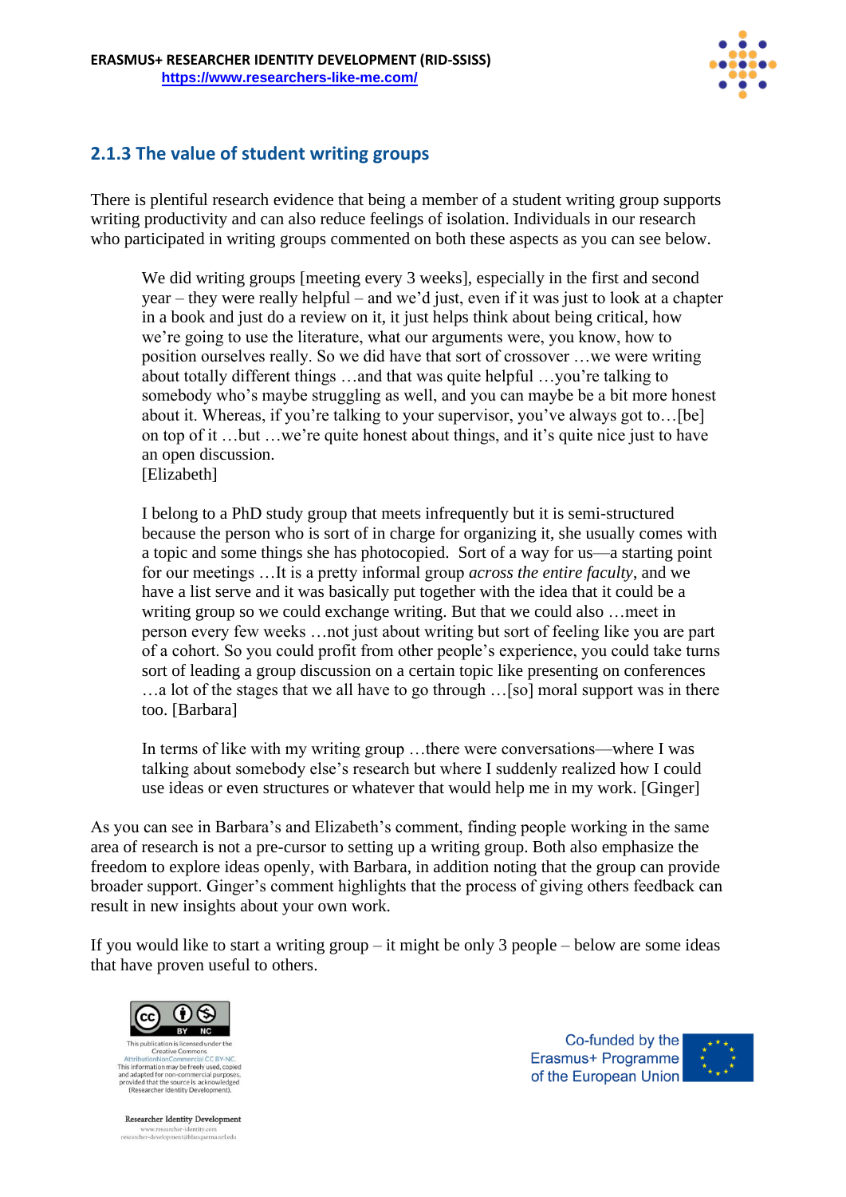### 2.1.3 The value of student writing groups

There is plentiful research evidence that being a member of a student writing group supports writing productivity and can also reduce feelings of isolation. Individuals in our research who participated in writing groups commented on both these aspects as you can see below.

> We did writing groups [meeting every 3 weeks], especially in the first and second year – they were really helpful – and we'd just, even if it was just to look at a chapter in a book and just do a review on it, it just helps think about being critical, how we're going to use the literature, what our arguments were, you know, how to position ourselves really. So we did have that sort of crossover …we were writing about totally different things …and that was quite helpful …you're talking to somebody who's maybe struggling as well, and you can maybe be a bit more honest about it. Whereas, if you're talking to your supervisor, you've always got to…[be] on top of it …but …we're quite honest about things, and it's quite nice just to have an open discussion.
> [Elizabeth]

> I belong to a PhD study group that meets infrequently but it is semi-structured because the person who is sort of in charge for organizing it, she usually comes with a topic and some things she has photocopied. Sort of a way for us—a starting point for our meetings …It is a pretty informal group *across the entire faculty*, and we have a list serve and it was basically put together with the idea that it could be a writing group so we could exchange writing. But that we could also …meet in person every few weeks …not just about writing but sort of feeling like you are part of a cohort. So you could profit from other people's experience, you could take turns sort of leading a group discussion on a certain topic like presenting on conferences …a lot of the stages that we all have to go through …[so] moral support was in there too. [Barbara]

> In terms of like with my writing group …there were conversations—where I was talking about somebody else's research but where I suddenly realized how I could use ideas or even structures or whatever that would help me in my work. [Ginger]

As you can see in Barbara's and Elizabeth's comment, finding people working in the same area of research is not a pre-cursor to setting up a writing group. Both also emphasize the freedom to explore ideas openly, with Barbara, in addition noting that the group can provide broader support. Ginger's comment highlights that the process of giving others feedback can result in new insights about your own work.

If you would like to start a writing group – it might be only 3 people – below are some ideas that have proven useful to others.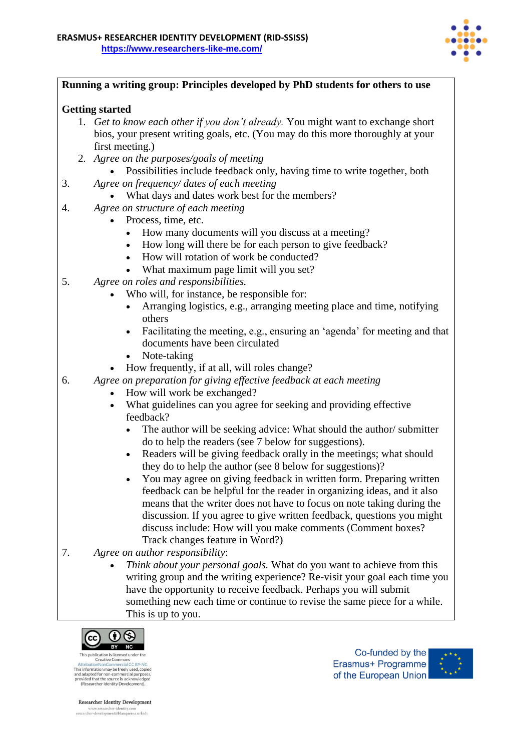**Running a writing group: Principles developed by PhD students for others to use**

**Getting started**

1. *Get to know each other if you don't already.* You might want to exchange short bios, your present writing goals, etc. (You may do this more thoroughly at your first meeting.)
2. *Agree on the purposes/goals of meeting*
   - Possibilities include feedback only, having time to write together, both
3. *Agree on frequency/ dates of each meeting*
   - What days and dates work best for the members?
4. *Agree on structure of each meeting*
   - Process, time, etc.
     - How many documents will you discuss at a meeting?
     - How long will there be for each person to give feedback?
     - How will rotation of work be conducted?
     - What maximum page limit will you set?
5. *Agree on roles and responsibilities.*
   - Who will, for instance, be responsible for:
     - Arranging logistics, e.g., arranging meeting place and time, notifying others
     - Facilitating the meeting, e.g., ensuring an 'agenda' for meeting and that documents have been circulated
     - Note-taking
   - How frequently, if at all, will roles change?
6. *Agree on preparation for giving effective feedback at each meeting*
   - How will work be exchanged?
   - What guidelines can you agree for seeking and providing effective feedback?
     - The author will be seeking advice: What should the author/ submitter do to help the readers (see 7 below for suggestions).
     - Readers will be giving feedback orally in the meetings; what should they do to help the author (see 8 below for suggestions)?
     - You may agree on giving feedback in written form. Preparing written feedback can be helpful for the reader in organizing ideas, and it also means that the writer does not have to focus on note taking during the discussion. If you agree to give written feedback, questions you might discuss include: How will you make comments (Comment boxes? Track changes feature in Word?)
7. *Agree on author responsibility*:
   - *Think about your personal goals.* What do you want to achieve from this writing group and the writing experience? Re-visit your goal each time you have the opportunity to receive feedback. Perhaps you will submit something new each time or continue to revise the same piece for a while. This is up to you.

This publication is licensed under the Creative Commons AttributionNonCommercial CC BY-NC. This information may be freely used, copied and adapted for non-commercial purposes, provided that the source is acknowledged (Researcher Identity Development).

Co-funded by the Erasmus+ Programme of the European Union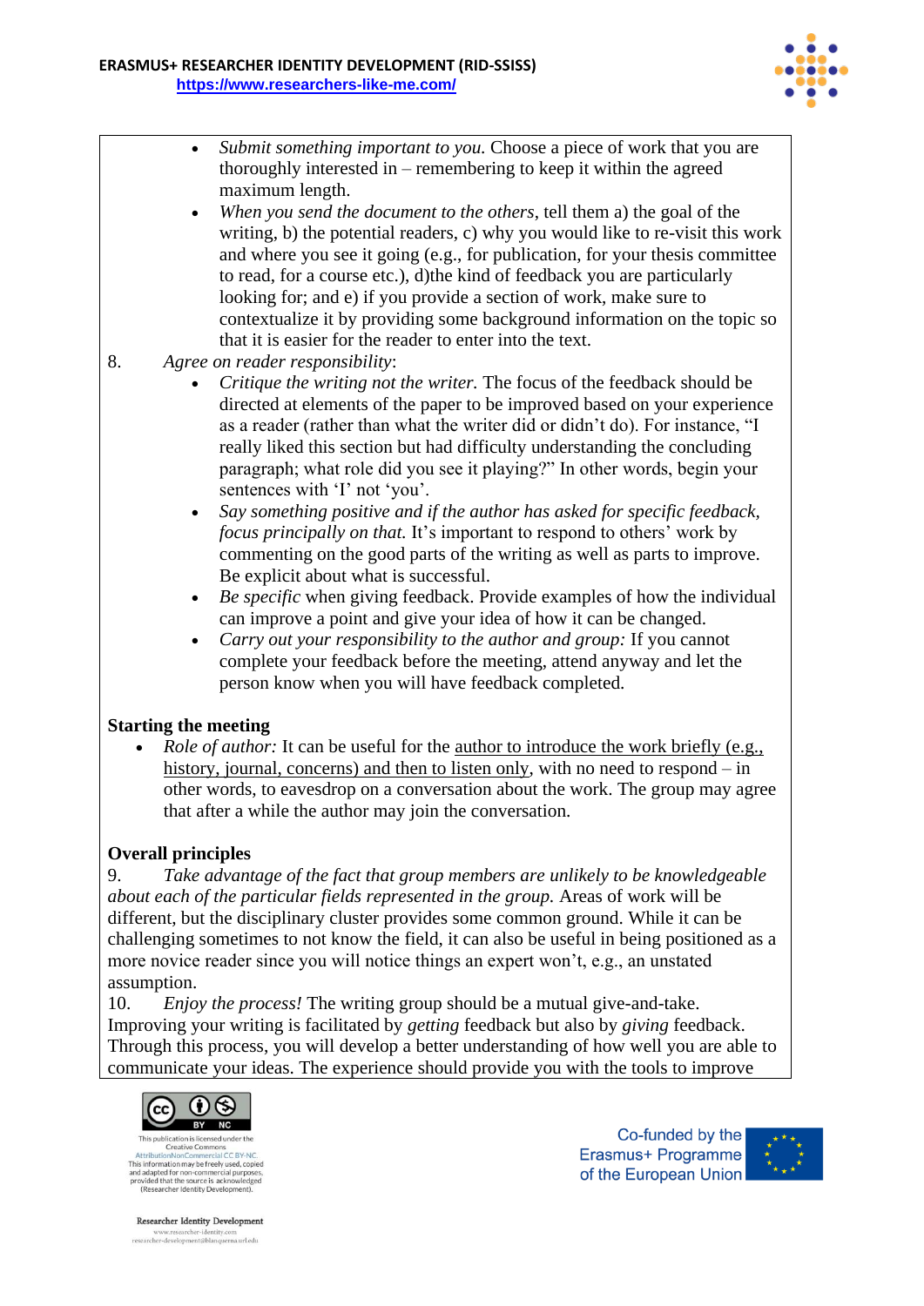- *Submit something important to you.* Choose a piece of work that you are thoroughly interested in – remembering to keep it within the agreed maximum length.
- *When you send the document to the others*, tell them a) the goal of the writing, b) the potential readers, c) why you would like to re-visit this work and where you see it going (e.g., for publication, for your thesis committee to read, for a course etc.), d)the kind of feedback you are particularly looking for; and e) if you provide a section of work, make sure to contextualize it by providing some background information on the topic so that it is easier for the reader to enter into the text.

8. *Agree on reader responsibility*:
   - *Critique the writing not the writer.* The focus of the feedback should be directed at elements of the paper to be improved based on your experience as a reader (rather than what the writer did or didn't do). For instance, "I really liked this section but had difficulty understanding the concluding paragraph; what role did you see it playing?" In other words, begin your sentences with 'I' not 'you'.
   - *Say something positive and if the author has asked for specific feedback, focus principally on that.* It's important to respond to others' work by commenting on the good parts of the writing as well as parts to improve. Be explicit about what is successful.
   - *Be specific* when giving feedback. Provide examples of how the individual can improve a point and give your idea of how it can be changed.
   - *Carry out your responsibility to the author and group:* If you cannot complete your feedback before the meeting, attend anyway and let the person know when you will have feedback completed.

**Starting the meeting**

- *Role of author:* It can be useful for the author to introduce the work briefly (e.g., history, journal, concerns) and then to listen only, with no need to respond – in other words, to eavesdrop on a conversation about the work. The group may agree that after a while the author may join the conversation.

**Overall principles**

9. *Take advantage of the fact that group members are unlikely to be knowledgeable about each of the particular fields represented in the group.* Areas of work will be different, but the disciplinary cluster provides some common ground. While it can be challenging sometimes to not know the field, it can also be useful in being positioned as a more novice reader since you will notice things an expert won't, e.g., an unstated assumption.

10. *Enjoy the process!* The writing group should be a mutual give-and-take. Improving your writing is facilitated by *getting* feedback but also by *giving* feedback. Through this process, you will develop a better understanding of how well you are able to communicate your ideas. The experience should provide you with the tools to improve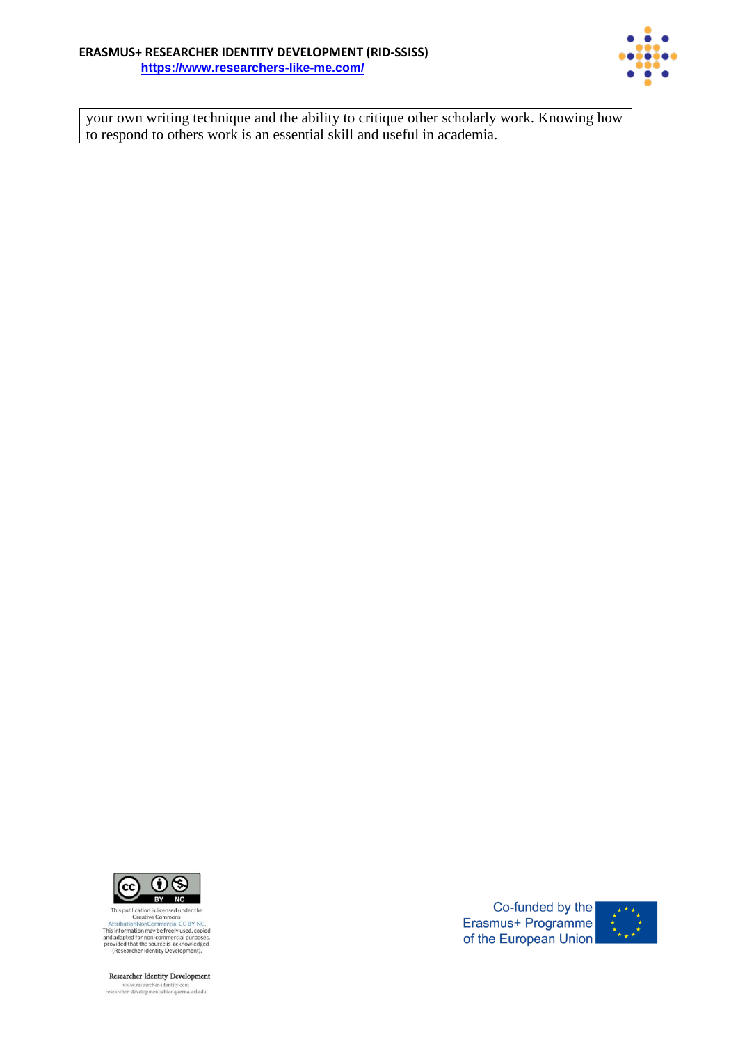your own writing technique and the ability to critique other scholarly work. Knowing how to respond to others work is an essential skill and useful in academia.